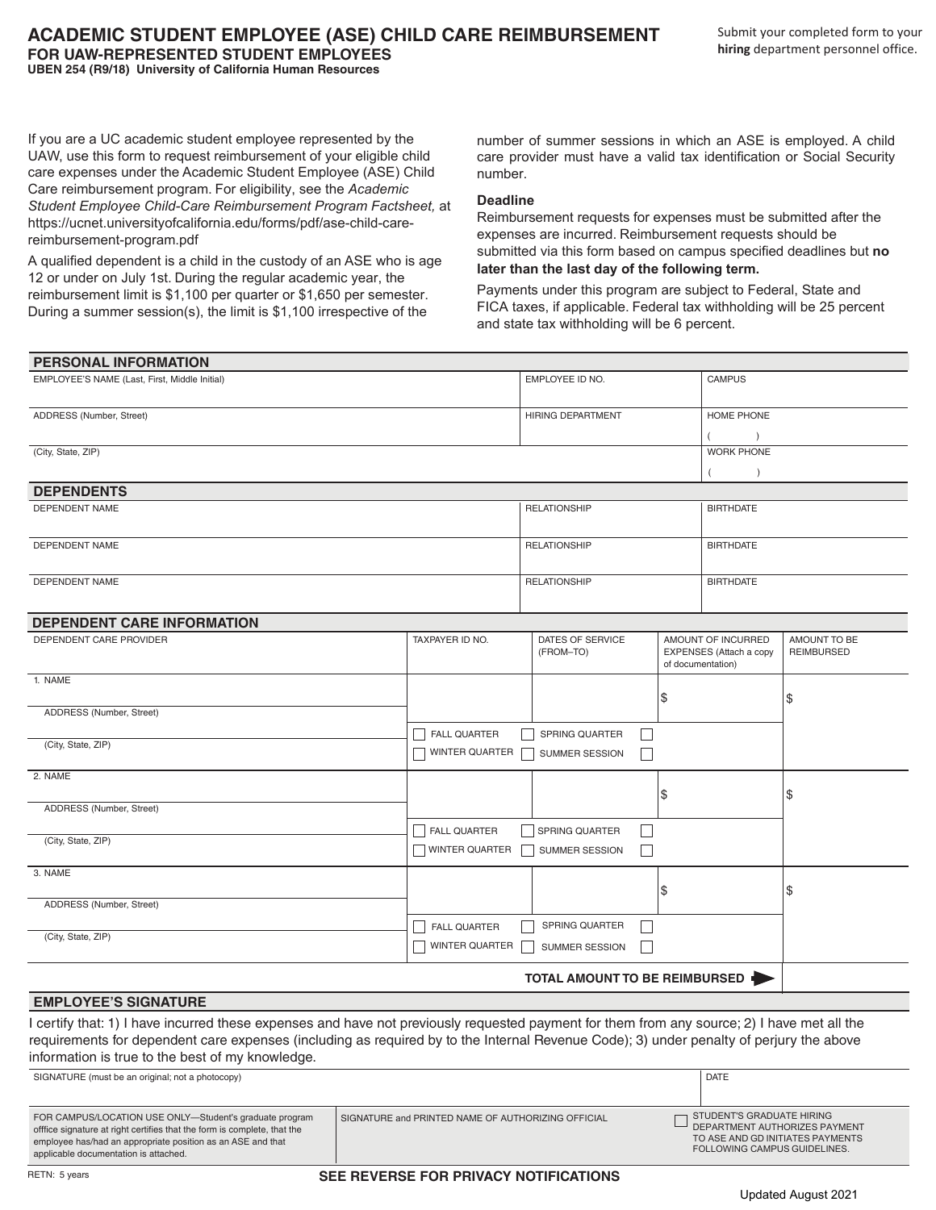# ACADEMIC STUDENT EMPLOYEE (ASE) CHILD CARE REIMBURSEMENT

**FOR UAW-REPRESENTED STUDENT EMPLOYEES**

**UBEN 254 (R9/18) University of California Human Resources**

Submit your completed form to your **hiring** department personnel office.

If you are a UC academic student employee represented by the UAW, use this form to request reimbursement of your eligible child care expenses under the Academic Student Employee (ASE) Child Care reimbursement program. For eligibility, see the *Academic Student Employee Child-Care Reimbursement Program Factsheet,* at https://ucnet.universityofcalifornia.edu/forms/pdf/ase-child-care-reimbursement-program.pdf

A qualified dependent is a child in the custody of an ASE who is age 12 or under on July 1st. During the regular academic year, the reimbursement limit is $1,100 per quarter or $1,650 per semester. During a summer session(s), the limit is $1,100 irrespective of the number of summer sessions in which an ASE is employed. A child care provider must have a valid tax identification or Social Security number.

### Deadline

Reimbursement requests for expenses must be submitted after the expenses are incurred. Reimbursement requests should be submitted via this form based on campus specified deadlines but **no later than the last day of the following term.**

Payments under this program are subject to Federal, State and FICA taxes, if applicable. Federal tax withholding will be 25 percent and state tax withholding will be 6 percent.

## PERSONAL INFORMATION

| EMPLOYEE'S NAME (Last, First, Middle Initial) | EMPLOYEE ID NO. | CAMPUS |
|---|---|---|
| ADDRESS (Number, Street) | HIRING DEPARTMENT | HOME PHONE ( ) |
| (City, State, ZIP) | | WORK PHONE ( ) |

## DEPENDENTS

| DEPENDENT NAME | RELATIONSHIP | BIRTHDATE |
|---|---|---|
| DEPENDENT NAME | RELATIONSHIP | BIRTHDATE |
| DEPENDENT NAME | RELATIONSHIP | BIRTHDATE |

## DEPENDENT CARE INFORMATION

| DEPENDENT CARE PROVIDER | TAXPAYER ID NO. | DATES OF SERVICE (FROM–TO) | AMOUNT OF INCURRED EXPENSES (Attach a copy of documentation) | AMOUNT TO BE REIMBURSED |
|---|---|---|---|---|
| 1. NAME<br>ADDRESS (Number, Street)<br>(City, State, ZIP) | ☐ FALL QUARTER ☐ WINTER QUARTER | ☐ SPRING QUARTER ☐ SUMMER SESSION | $ ☐ ☐ | $ |
| 2. NAME<br>ADDRESS (Number, Street)<br>(City, State, ZIP) | ☐ FALL QUARTER ☐ WINTER QUARTER | ☐ SPRING QUARTER ☐ SUMMER SESSION | $ ☐ ☐ | $ |
| 3. NAME<br>ADDRESS (Number, Street)<br>(City, State, ZIP) | ☐ FALL QUARTER ☐ WINTER QUARTER | ☐ SPRING QUARTER ☐ SUMMER SESSION | $ ☐ ☐ | $ |
| | | | **TOTAL AMOUNT TO BE REIMBURSED** | |

## EMPLOYEE'S SIGNATURE

I certify that: 1) I have incurred these expenses and have not previously requested payment for them from any source; 2) I have met all the requirements for dependent care expenses (including as required by to the Internal Revenue Code); 3) under penalty of perjury the above information is true to the best of my knowledge.

| SIGNATURE (must be an original; not a photocopy) | | DATE |
|---|---|---|
| FOR CAMPUS/LOCATION USE ONLY—Student's graduate program offfice signature at right certifies that the form is complete, that the employee has/had an appropriate position as an ASE and that applicable documentation is attached. | SIGNATURE and PRINTED NAME OF AUTHORIZING OFFICIAL | ☐ STUDENT'S GRADUATE HIRING DEPARTMENT AUTHORIZES PAYMENT TO ASE AND GD INITIATES PAYMENTS FOLLOWING CAMPUS GUIDELINES. |

RETN: 5 years

**SEE REVERSE FOR PRIVACY NOTIFICATIONS**

Updated August 2021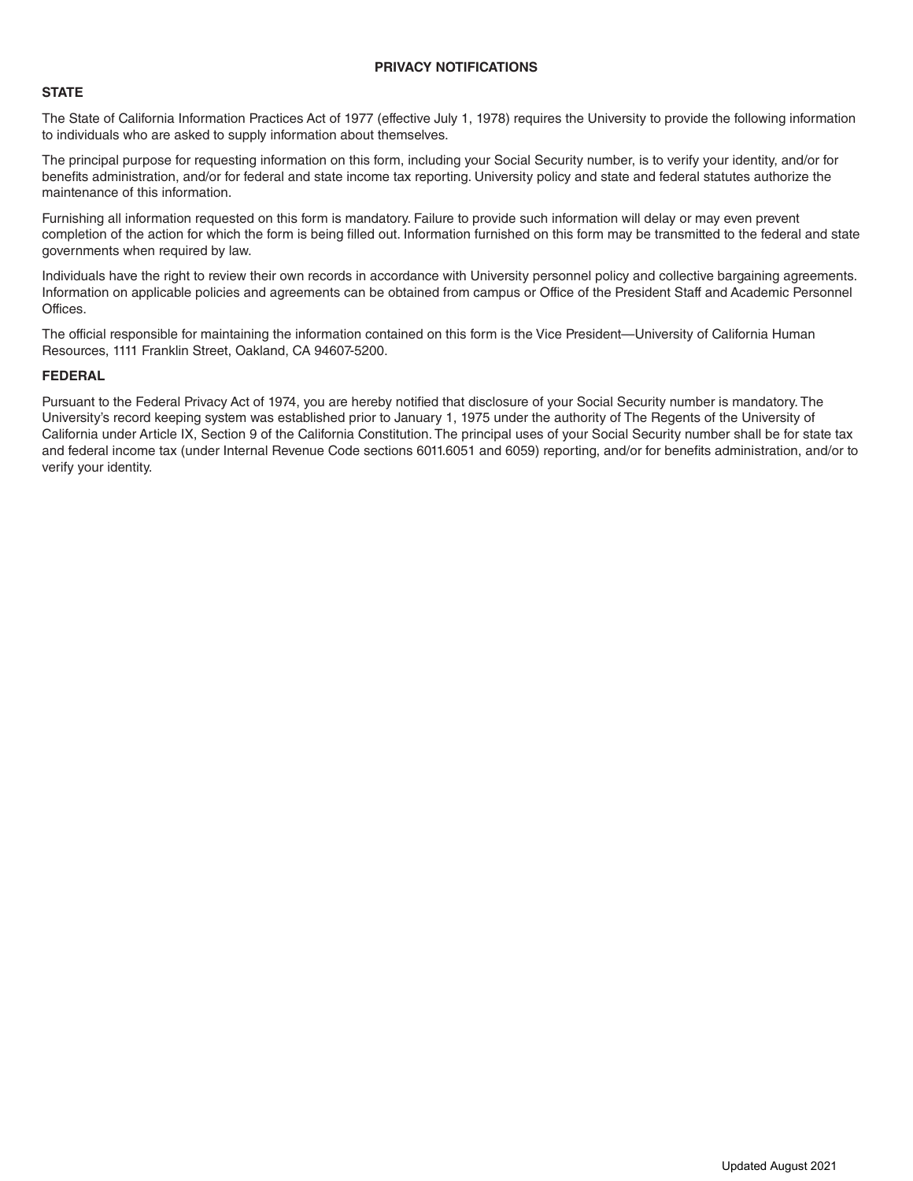# PRIVACY NOTIFICATIONS

## STATE

The State of California Information Practices Act of 1977 (effective July 1, 1978) requires the University to provide the following information to individuals who are asked to supply information about themselves.

The principal purpose for requesting information on this form, including your Social Security number, is to verify your identity, and/or for benefits administration, and/or for federal and state income tax reporting. University policy and state and federal statutes authorize the maintenance of this information.

Furnishing all information requested on this form is mandatory. Failure to provide such information will delay or may even prevent completion of the action for which the form is being filled out. Information furnished on this form may be transmitted to the federal and state governments when required by law.

Individuals have the right to review their own records in accordance with University personnel policy and collective bargaining agreements. Information on applicable policies and agreements can be obtained from campus or Office of the President Staff and Academic Personnel Offices.

The official responsible for maintaining the information contained on this form is the Vice President—University of California Human Resources, 1111 Franklin Street, Oakland, CA 94607-5200.

## FEDERAL

Pursuant to the Federal Privacy Act of 1974, you are hereby notified that disclosure of your Social Security number is mandatory. The University's record keeping system was established prior to January 1, 1975 under the authority of The Regents of the University of California under Article IX, Section 9 of the California Constitution. The principal uses of your Social Security number shall be for state tax and federal income tax (under Internal Revenue Code sections 6011.6051 and 6059) reporting, and/or for benefits administration, and/or to verify your identity.

Updated August 2021